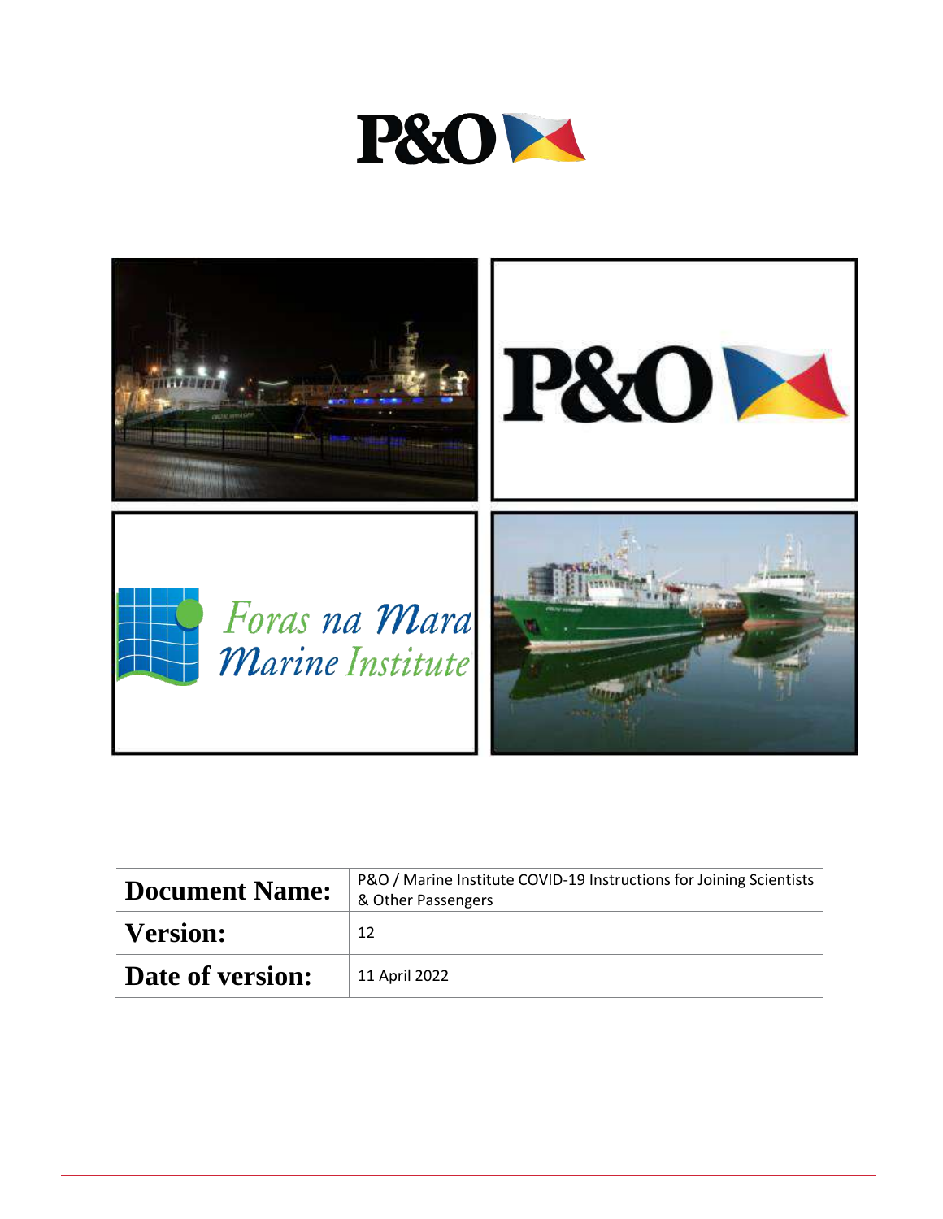P&O

P&O

Foras na Mara
Marine Institute

| Document Name: | P&O / Marine Institute COVID-19 Instructions for Joining Scientists & Other Passengers |
| --- | --- |
| Version: | 12 |
| Date of version: | 11 April 2022 |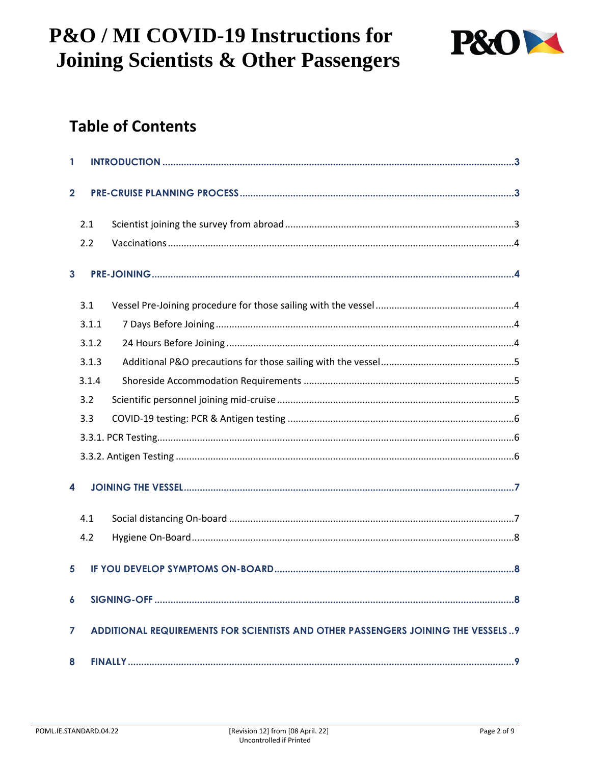# Table of Contents

1 INTRODUCTION ..... 3

2 PRE-CRUISE PLANNING PROCESS ..... 3

- 2.1 Scientist joining the survey from abroad ..... 3
- 2.2 Vaccinations ..... 4

3 PRE-JOINING ..... 4

- 3.1 Vessel Pre-Joining procedure for those sailing with the vessel ..... 4
- 3.1.1 7 Days Before Joining ..... 4
- 3.1.2 24 Hours Before Joining ..... 4
- 3.1.3 Additional P&O precautions for those sailing with the vessel ..... 5
- 3.1.4 Shoreside Accommodation Requirements ..... 5
- 3.2 Scientific personnel joining mid-cruise ..... 5
- 3.3 COVID-19 testing: PCR & Antigen testing ..... 6
- 3.3.1. PCR Testing ..... 6
- 3.3.2. Antigen Testing ..... 6

4 JOINING THE VESSEL ..... 7

- 4.1 Social distancing On-board ..... 7
- 4.2 Hygiene On-Board ..... 8

5 IF YOU DEVELOP SYMPTOMS ON-BOARD ..... 8

6 SIGNING-OFF ..... 8

7 ADDITIONAL REQUIREMENTS FOR SCIENTISTS AND OTHER PASSENGERS JOINING THE VESSELS ..... 9

8 FINALLY ..... 9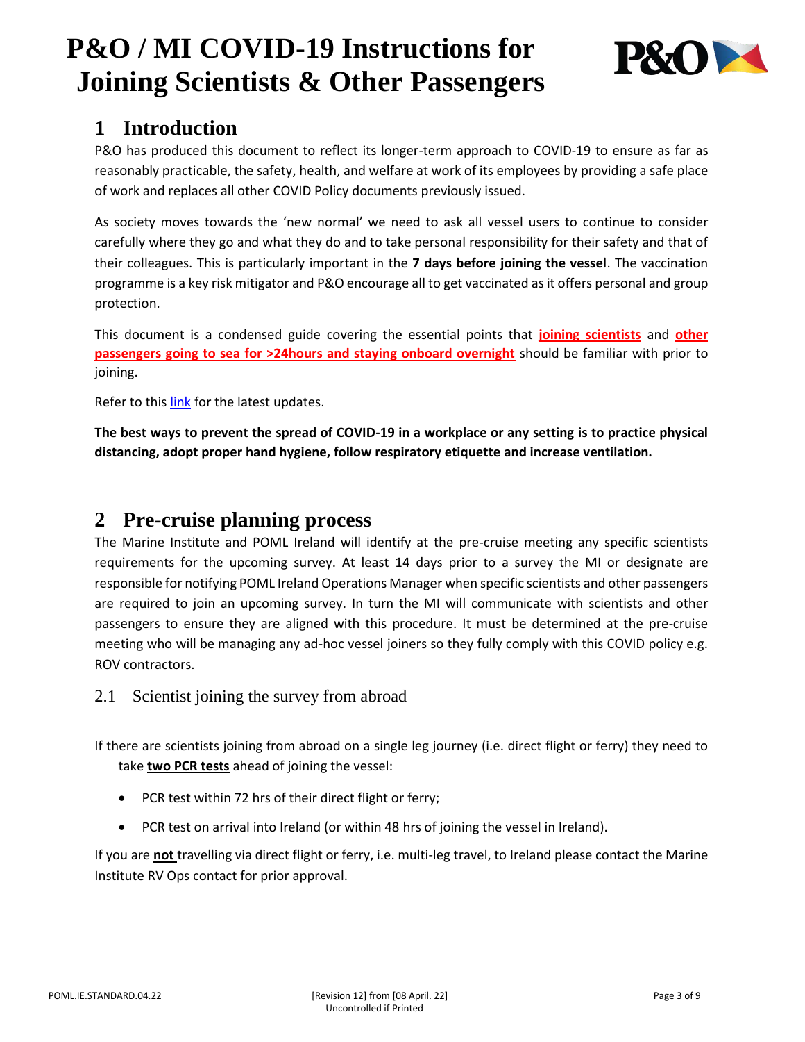# P&O / MI COVID-19 Instructions for Joining Scientists & Other Passengers

## 1 Introduction

P&O has produced this document to reflect its longer-term approach to COVID-19 to ensure as far as reasonably practicable, the safety, health, and welfare at work of its employees by providing a safe place of work and replaces all other COVID Policy documents previously issued.

As society moves towards the 'new normal' we need to ask all vessel users to continue to consider carefully where they go and what they do and to take personal responsibility for their safety and that of their colleagues. This is particularly important in the **7 days before joining the vessel**. The vaccination programme is a key risk mitigator and P&O encourage all to get vaccinated as it offers personal and group protection.

This document is a condensed guide covering the essential points that **joining scientists** and **other passengers going to sea for >24hours and staying onboard overnight** should be familiar with prior to joining.

Refer to this link for the latest updates.

**The best ways to prevent the spread of COVID-19 in a workplace or any setting is to practice physical distancing, adopt proper hand hygiene, follow respiratory etiquette and increase ventilation.**

## 2 Pre-cruise planning process

The Marine Institute and POML Ireland will identify at the pre-cruise meeting any specific scientists requirements for the upcoming survey. At least 14 days prior to a survey the MI or designate are responsible for notifying POML Ireland Operations Manager when specific scientists and other passengers are required to join an upcoming survey. In turn the MI will communicate with scientists and other passengers to ensure they are aligned with this procedure. It must be determined at the pre-cruise meeting who will be managing any ad-hoc vessel joiners so they fully comply with this COVID policy e.g. ROV contractors.

### 2.1 Scientist joining the survey from abroad

If there are scientists joining from abroad on a single leg journey (i.e. direct flight or ferry) they need to take **two PCR tests** ahead of joining the vessel:

- PCR test within 72 hrs of their direct flight or ferry;
- PCR test on arrival into Ireland (or within 48 hrs of joining the vessel in Ireland).

If you are **not** travelling via direct flight or ferry, i.e. multi-leg travel, to Ireland please contact the Marine Institute RV Ops contact for prior approval.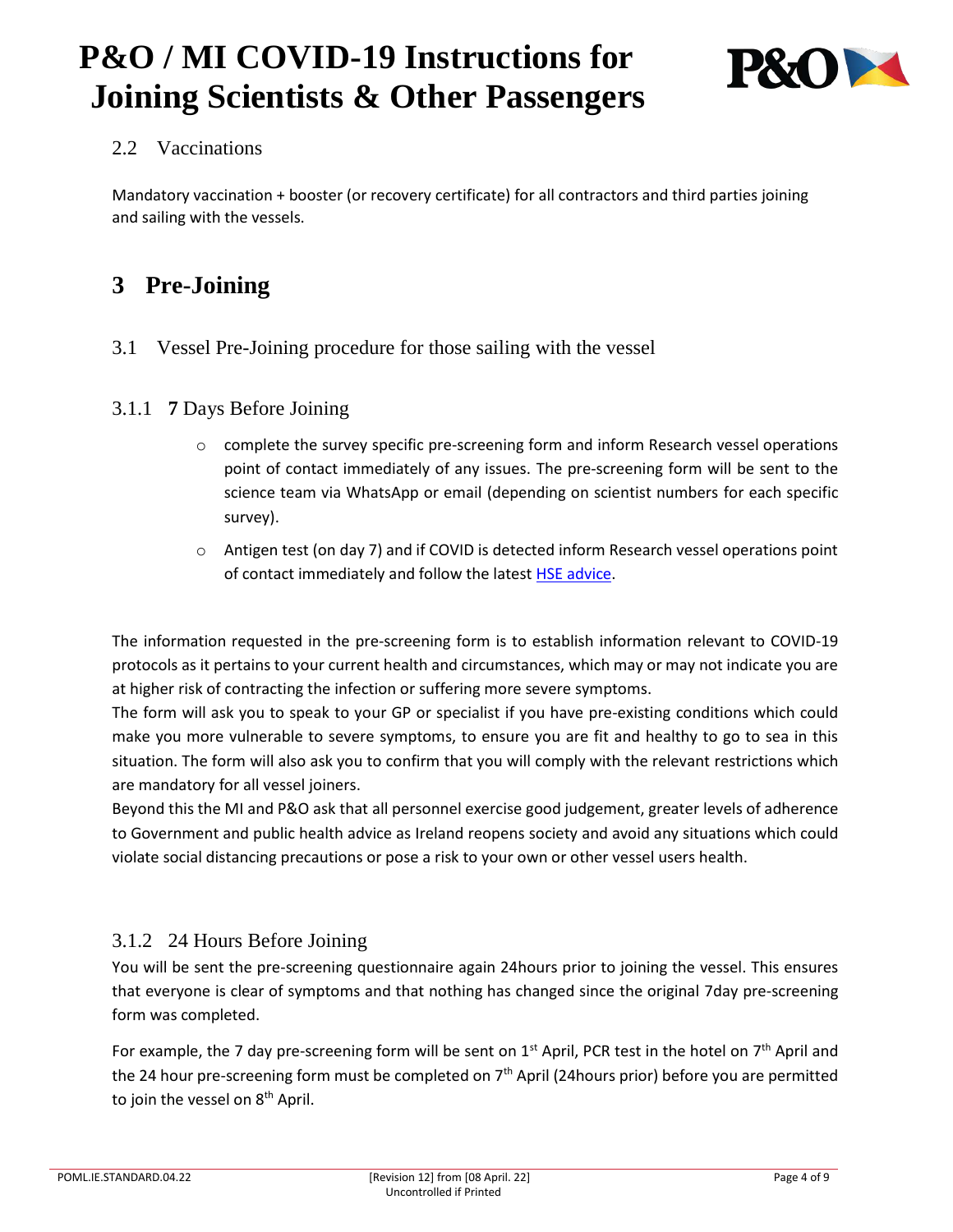## 2.2 Vaccinations

Mandatory vaccination + booster (or recovery certificate) for all contractors and third parties joining and sailing with the vessels.

# 3 Pre-Joining

## 3.1 Vessel Pre-Joining procedure for those sailing with the vessel

### 3.1.1 **7** Days Before Joining

- complete the survey specific pre-screening form and inform Research vessel operations point of contact immediately of any issues. The pre-screening form will be sent to the science team via WhatsApp or email (depending on scientist numbers for each specific survey).
- Antigen test (on day 7) and if COVID is detected inform Research vessel operations point of contact immediately and follow the latest HSE advice.

The information requested in the pre-screening form is to establish information relevant to COVID-19 protocols as it pertains to your current health and circumstances, which may or may not indicate you are at higher risk of contracting the infection or suffering more severe symptoms.
The form will ask you to speak to your GP or specialist if you have pre-existing conditions which could make you more vulnerable to severe symptoms, to ensure you are fit and healthy to go to sea in this situation. The form will also ask you to confirm that you will comply with the relevant restrictions which are mandatory for all vessel joiners.
Beyond this the MI and P&O ask that all personnel exercise good judgement, greater levels of adherence to Government and public health advice as Ireland reopens society and avoid any situations which could violate social distancing precautions or pose a risk to your own or other vessel users health.

### 3.1.2 24 Hours Before Joining

You will be sent the pre-screening questionnaire again 24hours prior to joining the vessel. This ensures that everyone is clear of symptoms and that nothing has changed since the original 7day pre-screening form was completed.

For example, the 7 day pre-screening form will be sent on 1st April, PCR test in the hotel on 7th April and the 24 hour pre-screening form must be completed on 7th April (24hours prior) before you are permitted to join the vessel on 8th April.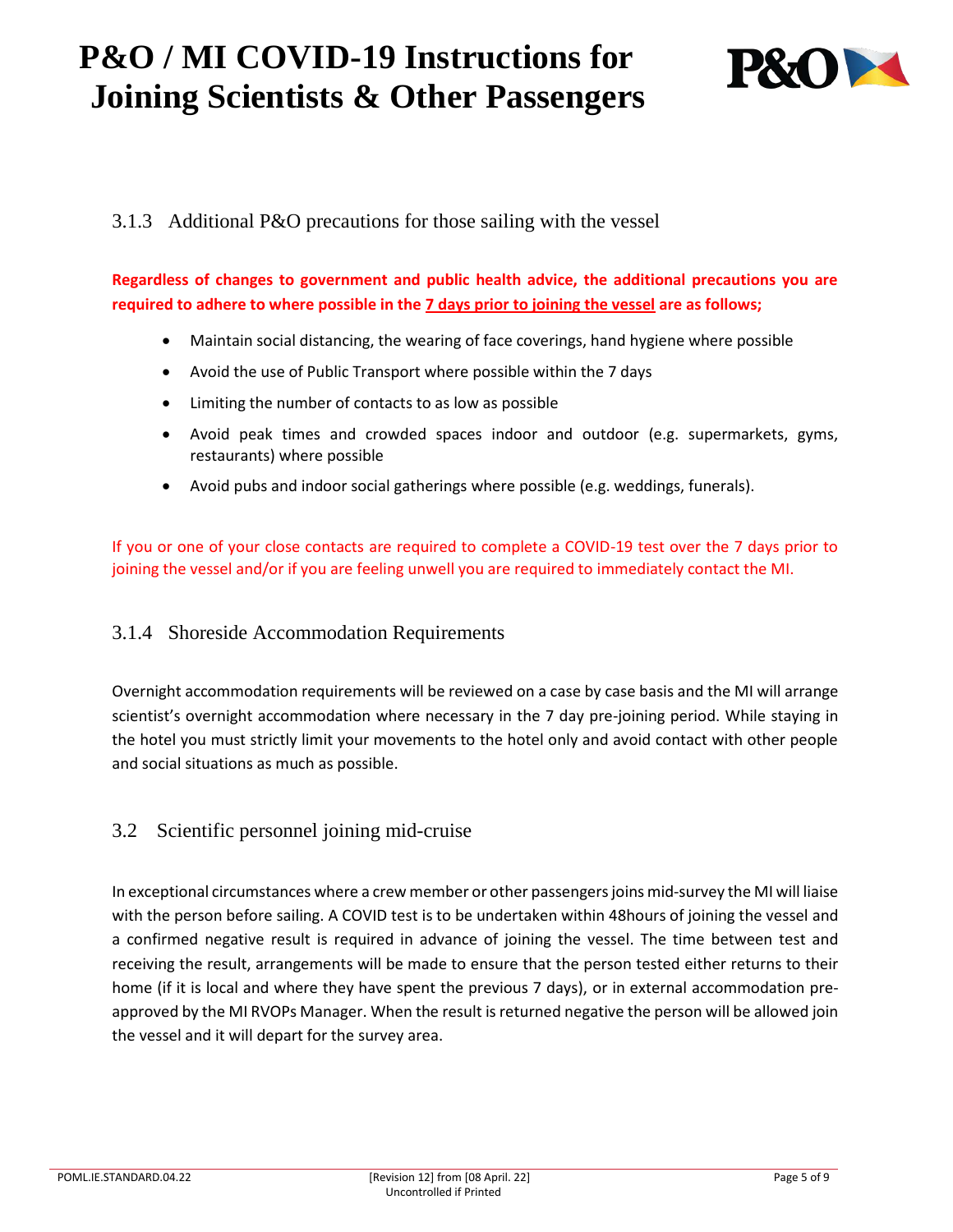### 3.1.3 Additional P&O precautions for those sailing with the vessel

**Regardless of changes to government and public health advice, the additional precautions you are required to adhere to where possible in the 7 days prior to joining the vessel are as follows;**

- Maintain social distancing, the wearing of face coverings, hand hygiene where possible
- Avoid the use of Public Transport where possible within the 7 days
- Limiting the number of contacts to as low as possible
- Avoid peak times and crowded spaces indoor and outdoor (e.g. supermarkets, gyms, restaurants) where possible
- Avoid pubs and indoor social gatherings where possible (e.g. weddings, funerals).

If you or one of your close contacts are required to complete a COVID-19 test over the 7 days prior to joining the vessel and/or if you are feeling unwell you are required to immediately contact the MI.

### 3.1.4 Shoreside Accommodation Requirements

Overnight accommodation requirements will be reviewed on a case by case basis and the MI will arrange scientist's overnight accommodation where necessary in the 7 day pre-joining period. While staying in the hotel you must strictly limit your movements to the hotel only and avoid contact with other people and social situations as much as possible.

## 3.2 Scientific personnel joining mid-cruise

In exceptional circumstances where a crew member or other passengers joins mid-survey the MI will liaise with the person before sailing. A COVID test is to be undertaken within 48hours of joining the vessel and a confirmed negative result is required in advance of joining the vessel. The time between test and receiving the result, arrangements will be made to ensure that the person tested either returns to their home (if it is local and where they have spent the previous 7 days), or in external accommodation pre-approved by the MI RVOPs Manager. When the result is returned negative the person will be allowed join the vessel and it will depart for the survey area.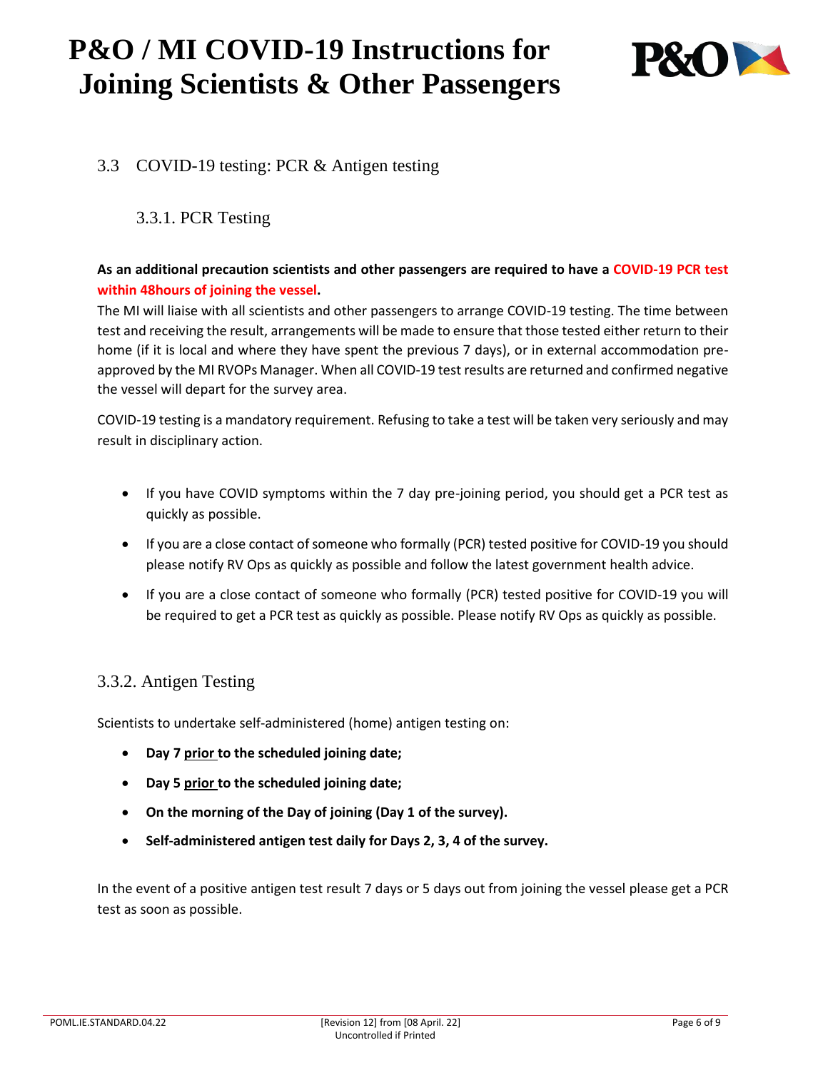## 3.3 COVID-19 testing: PCR & Antigen testing

### 3.3.1. PCR Testing

**As an additional precaution scientists and other passengers are required to have a COVID-19 PCR test within 48hours of joining the vessel.**

The MI will liaise with all scientists and other passengers to arrange COVID-19 testing. The time between test and receiving the result, arrangements will be made to ensure that those tested either return to their home (if it is local and where they have spent the previous 7 days), or in external accommodation pre-approved by the MI RVOPs Manager. When all COVID-19 test results are returned and confirmed negative the vessel will depart for the survey area.

COVID-19 testing is a mandatory requirement. Refusing to take a test will be taken very seriously and may result in disciplinary action.

- If you have COVID symptoms within the 7 day pre-joining period, you should get a PCR test as quickly as possible.
- If you are a close contact of someone who formally (PCR) tested positive for COVID-19 you should please notify RV Ops as quickly as possible and follow the latest government health advice.
- If you are a close contact of someone who formally (PCR) tested positive for COVID-19 you will be required to get a PCR test as quickly as possible. Please notify RV Ops as quickly as possible.

### 3.3.2. Antigen Testing

Scientists to undertake self-administered (home) antigen testing on:

- **Day 7 <u>prior</u> to the scheduled joining date;**
- **Day 5 <u>prior</u> to the scheduled joining date;**
- **On the morning of the Day of joining (Day 1 of the survey).**
- **Self-administered antigen test daily for Days 2, 3, 4 of the survey.**

In the event of a positive antigen test result 7 days or 5 days out from joining the vessel please get a PCR test as soon as possible.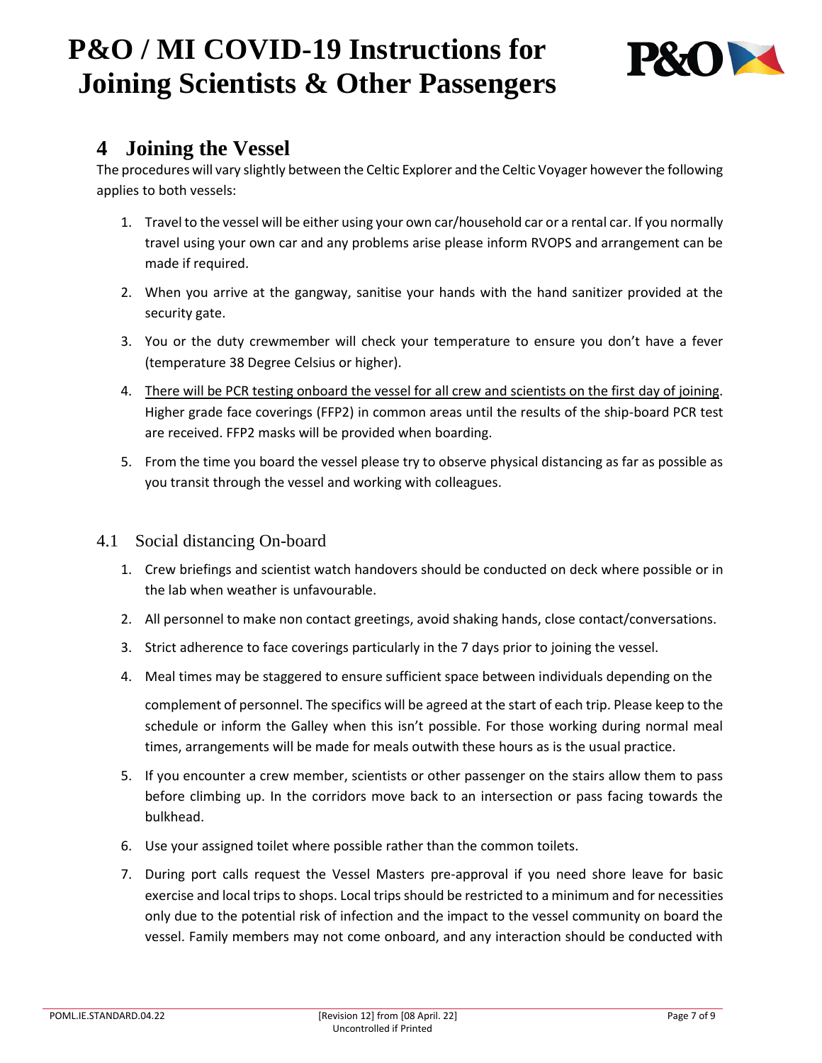## 4 Joining the Vessel

The procedures will vary slightly between the Celtic Explorer and the Celtic Voyager however the following applies to both vessels:

1. Travel to the vessel will be either using your own car/household car or a rental car. If you normally travel using your own car and any problems arise please inform RVOPS and arrangement can be made if required.
2. When you arrive at the gangway, sanitise your hands with the hand sanitizer provided at the security gate.
3. You or the duty crewmember will check your temperature to ensure you don't have a fever (temperature 38 Degree Celsius or higher).
4. <u>There will be PCR testing onboard the vessel for all crew and scientists on the first day of joining</u>. Higher grade face coverings (FFP2) in common areas until the results of the ship-board PCR test are received. FFP2 masks will be provided when boarding.
5. From the time you board the vessel please try to observe physical distancing as far as possible as you transit through the vessel and working with colleagues.

### 4.1 Social distancing On-board

1. Crew briefings and scientist watch handovers should be conducted on deck where possible or in the lab when weather is unfavourable.
2. All personnel to make non contact greetings, avoid shaking hands, close contact/conversations.
3. Strict adherence to face coverings particularly in the 7 days prior to joining the vessel.
4. Meal times may be staggered to ensure sufficient space between individuals depending on the complement of personnel. The specifics will be agreed at the start of each trip. Please keep to the schedule or inform the Galley when this isn't possible. For those working during normal meal times, arrangements will be made for meals outwith these hours as is the usual practice.
5. If you encounter a crew member, scientists or other passenger on the stairs allow them to pass before climbing up. In the corridors move back to an intersection or pass facing towards the bulkhead.
6. Use your assigned toilet where possible rather than the common toilets.
7. During port calls request the Vessel Masters pre-approval if you need shore leave for basic exercise and local trips to shops. Local trips should be restricted to a minimum and for necessities only due to the potential risk of infection and the impact to the vessel community on board the vessel. Family members may not come onboard, and any interaction should be conducted with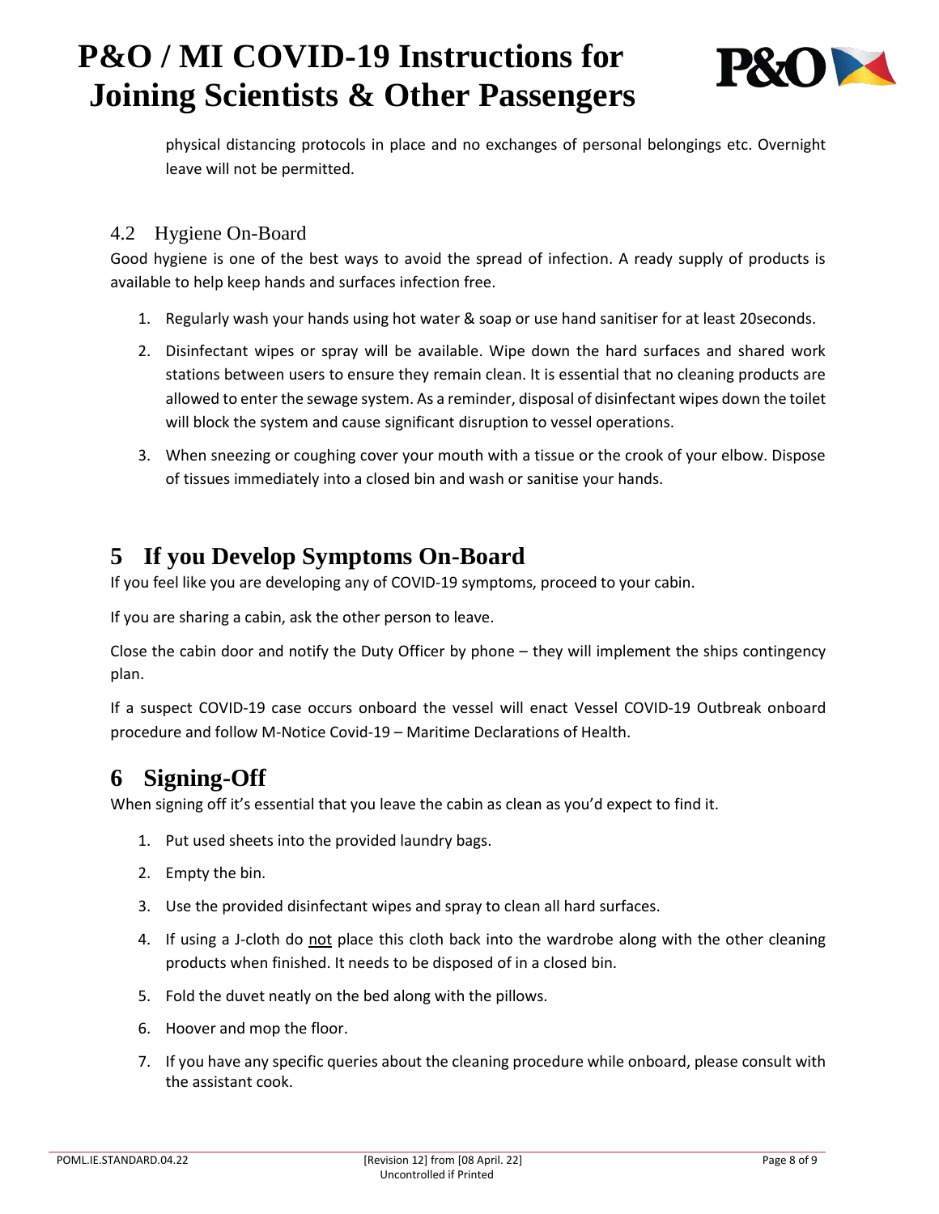physical distancing protocols in place and no exchanges of personal belongings etc. Overnight leave will not be permitted.

### 4.2 Hygiene On-Board

Good hygiene is one of the best ways to avoid the spread of infection. A ready supply of products is available to help keep hands and surfaces infection free.

1. Regularly wash your hands using hot water & soap or use hand sanitiser for at least 20seconds.
2. Disinfectant wipes or spray will be available. Wipe down the hard surfaces and shared work stations between users to ensure they remain clean. It is essential that no cleaning products are allowed to enter the sewage system. As a reminder, disposal of disinfectant wipes down the toilet will block the system and cause significant disruption to vessel operations.
3. When sneezing or coughing cover your mouth with a tissue or the crook of your elbow. Dispose of tissues immediately into a closed bin and wash or sanitise your hands.

## 5 If you Develop Symptoms On-Board

If you feel like you are developing any of COVID-19 symptoms, proceed to your cabin.

If you are sharing a cabin, ask the other person to leave.

Close the cabin door and notify the Duty Officer by phone – they will implement the ships contingency plan.

If a suspect COVID-19 case occurs onboard the vessel will enact Vessel COVID-19 Outbreak onboard procedure and follow M-Notice Covid-19 – Maritime Declarations of Health.

## 6 Signing-Off

When signing off it's essential that you leave the cabin as clean as you'd expect to find it.

1. Put used sheets into the provided laundry bags.
2. Empty the bin.
3. Use the provided disinfectant wipes and spray to clean all hard surfaces.
4. If using a J-cloth do <u>not</u> place this cloth back into the wardrobe along with the other cleaning products when finished. It needs to be disposed of in a closed bin.
5. Fold the duvet neatly on the bed along with the pillows.
6. Hoover and mop the floor.
7. If you have any specific queries about the cleaning procedure while onboard, please consult with the assistant cook.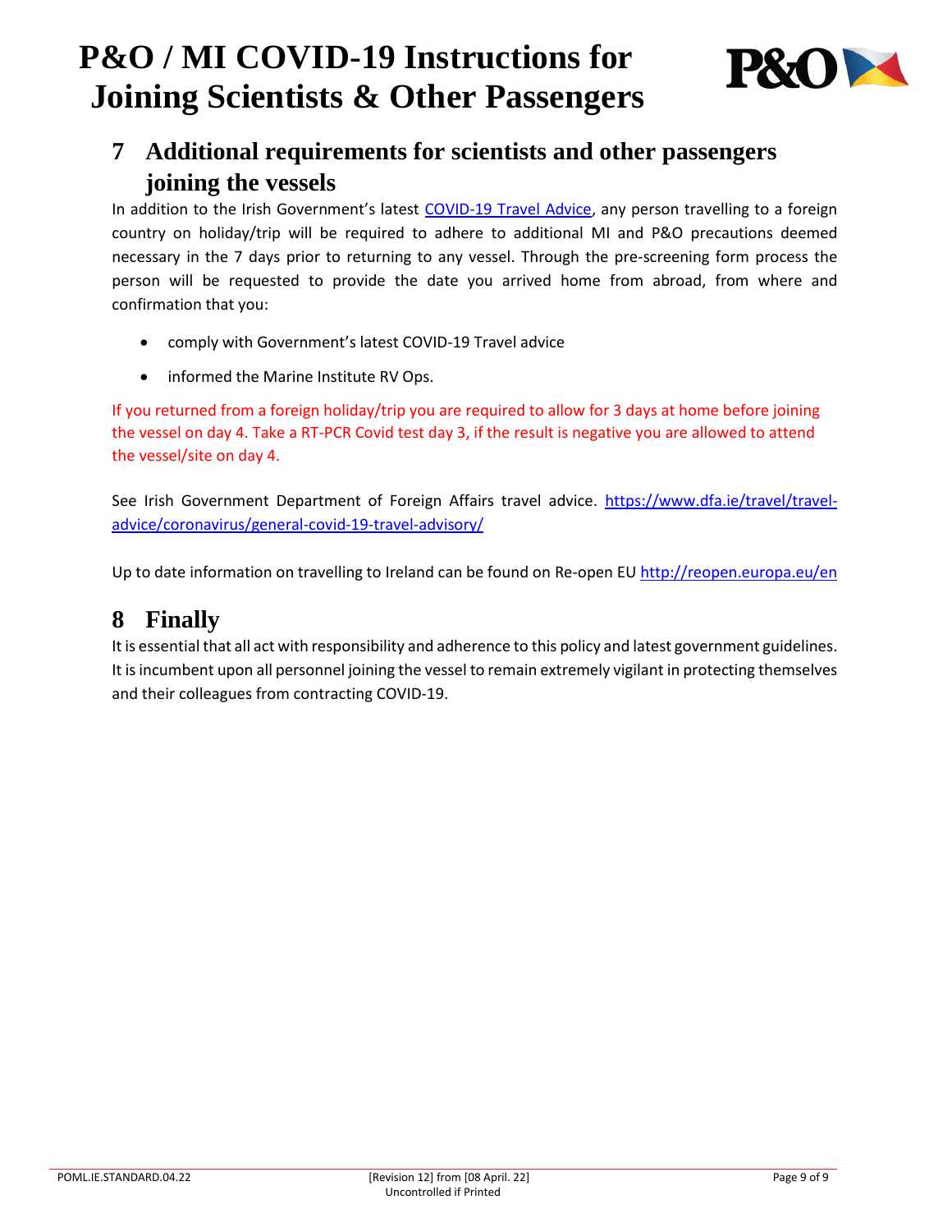# P&O / MI COVID-19 Instructions for Joining Scientists & Other Passengers

## 7 Additional requirements for scientists and other passengers joining the vessels

In addition to the Irish Government's latest [COVID-19 Travel Advice](https://www.dfa.ie/travel/travel-advice/coronavirus/general-covid-19-travel-advisory/), any person travelling to a foreign country on holiday/trip will be required to adhere to additional MI and P&O precautions deemed necessary in the 7 days prior to returning to any vessel. Through the pre-screening form process the person will be requested to provide the date you arrived home from abroad, from where and confirmation that you:

- comply with Government's latest COVID-19 Travel advice
- informed the Marine Institute RV Ops.

If you returned from a foreign holiday/trip you are required to allow for 3 days at home before joining the vessel on day 4. Take a RT-PCR Covid test day 3, if the result is negative you are allowed to attend the vessel/site on day 4.

See Irish Government Department of Foreign Affairs travel advice. https://www.dfa.ie/travel/travel-advice/coronavirus/general-covid-19-travel-advisory/

Up to date information on travelling to Ireland can be found on Re-open EU http://reopen.europa.eu/en

## 8 Finally

It is essential that all act with responsibility and adherence to this policy and latest government guidelines. It is incumbent upon all personnel joining the vessel to remain extremely vigilant in protecting themselves and their colleagues from contracting COVID-19.